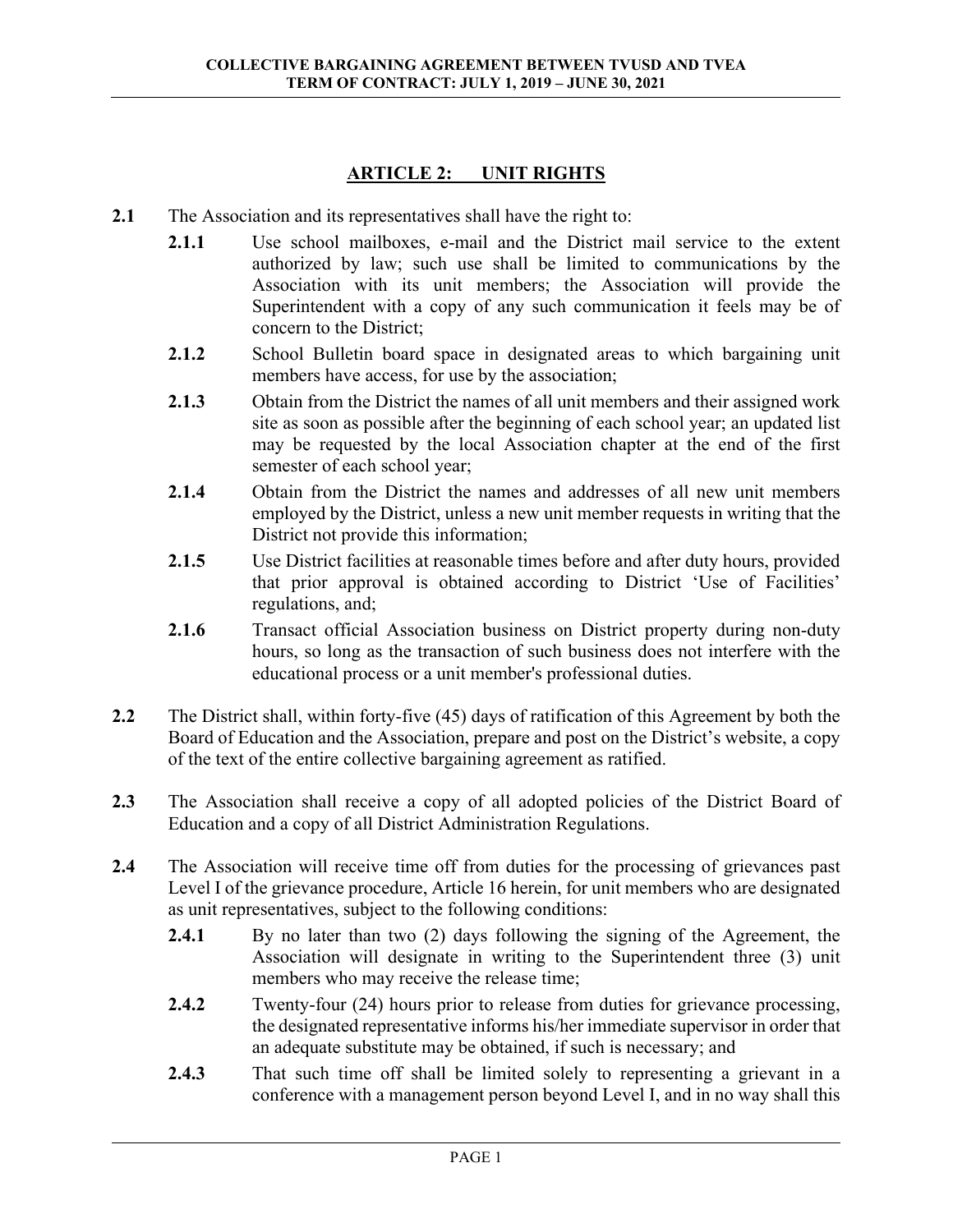## ARTICLE 2: UNIT RIGHTS

**2.1** The Association and its representatives shall have the right to:

- **2.1.1** Use school mailboxes, e-mail and the District mail service to the extent authorized by law; such use shall be limited to communications by the Association with its unit members; the Association will provide the Superintendent with a copy of any such communication it feels may be of concern to the District;
- **2.1.2** School Bulletin board space in designated areas to which bargaining unit members have access, for use by the association;
- **2.1.3** Obtain from the District the names of all unit members and their assigned work site as soon as possible after the beginning of each school year; an updated list may be requested by the local Association chapter at the end of the first semester of each school year;
- **2.1.4** Obtain from the District the names and addresses of all new unit members employed by the District, unless a new unit member requests in writing that the District not provide this information;
- **2.1.5** Use District facilities at reasonable times before and after duty hours, provided that prior approval is obtained according to District 'Use of Facilities' regulations, and;
- **2.1.6** Transact official Association business on District property during non-duty hours, so long as the transaction of such business does not interfere with the educational process or a unit member's professional duties.

**2.2** The District shall, within forty-five (45) days of ratification of this Agreement by both the Board of Education and the Association, prepare and post on the District's website, a copy of the text of the entire collective bargaining agreement as ratified.

**2.3** The Association shall receive a copy of all adopted policies of the District Board of Education and a copy of all District Administration Regulations.

**2.4** The Association will receive time off from duties for the processing of grievances past Level I of the grievance procedure, Article 16 herein, for unit members who are designated as unit representatives, subject to the following conditions:

- **2.4.1** By no later than two (2) days following the signing of the Agreement, the Association will designate in writing to the Superintendent three (3) unit members who may receive the release time;
- **2.4.2** Twenty-four (24) hours prior to release from duties for grievance processing, the designated representative informs his/her immediate supervisor in order that an adequate substitute may be obtained, if such is necessary; and
- **2.4.3** That such time off shall be limited solely to representing a grievant in a conference with a management person beyond Level I, and in no way shall this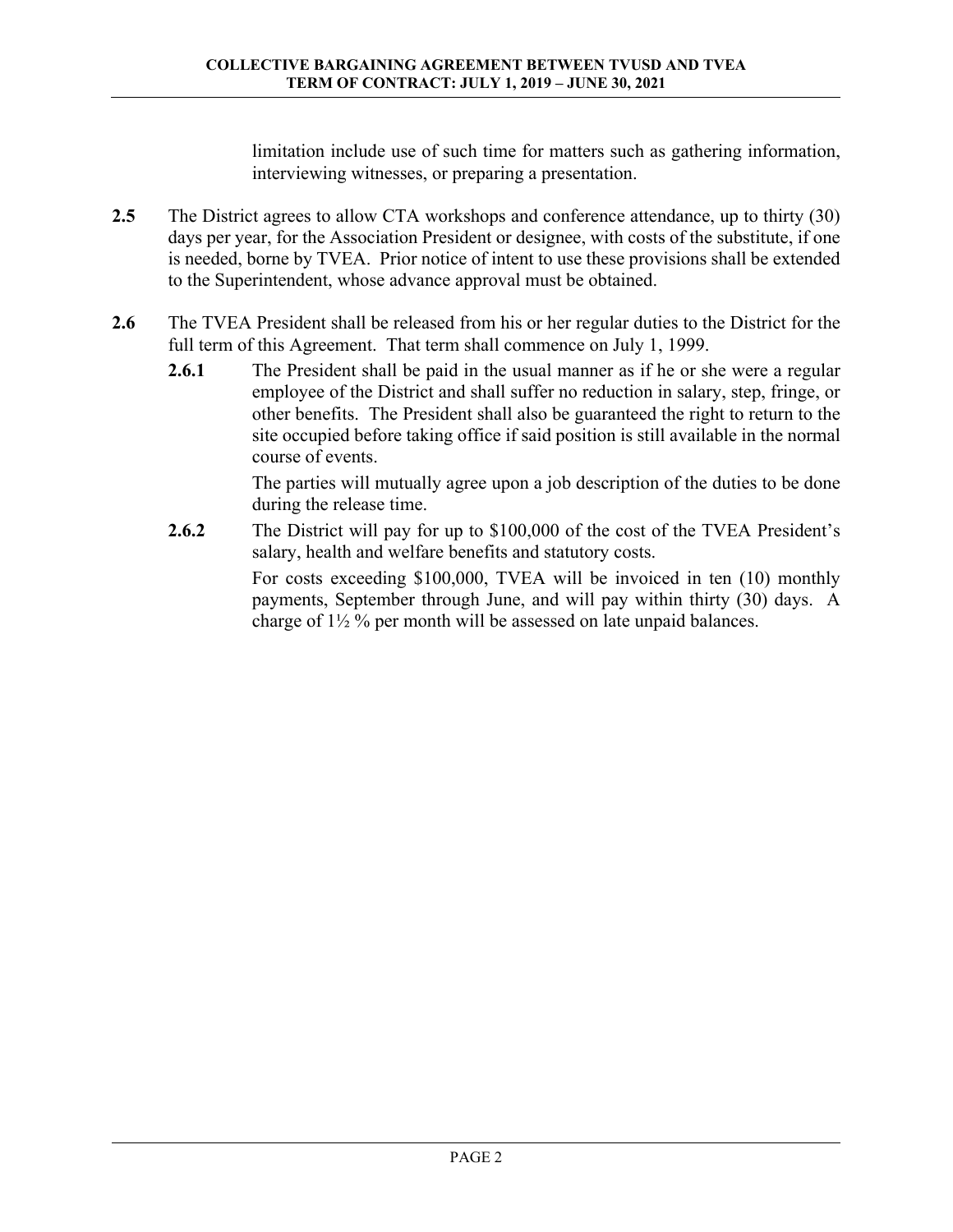limitation include use of such time for matters such as gathering information, interviewing witnesses, or preparing a presentation.

**2.5** The District agrees to allow CTA workshops and conference attendance, up to thirty (30) days per year, for the Association President or designee, with costs of the substitute, if one is needed, borne by TVEA. Prior notice of intent to use these provisions shall be extended to the Superintendent, whose advance approval must be obtained.

**2.6** The TVEA President shall be released from his or her regular duties to the District for the full term of this Agreement. That term shall commence on July 1, 1999.

**2.6.1** The President shall be paid in the usual manner as if he or she were a regular employee of the District and shall suffer no reduction in salary, step, fringe, or other benefits. The President shall also be guaranteed the right to return to the site occupied before taking office if said position is still available in the normal course of events.

The parties will mutually agree upon a job description of the duties to be done during the release time.

**2.6.2** The District will pay for up to $100,000 of the cost of the TVEA President's salary, health and welfare benefits and statutory costs.

For costs exceeding $100,000, TVEA will be invoiced in ten (10) monthly payments, September through June, and will pay within thirty (30) days. A charge of 1½ % per month will be assessed on late unpaid balances.